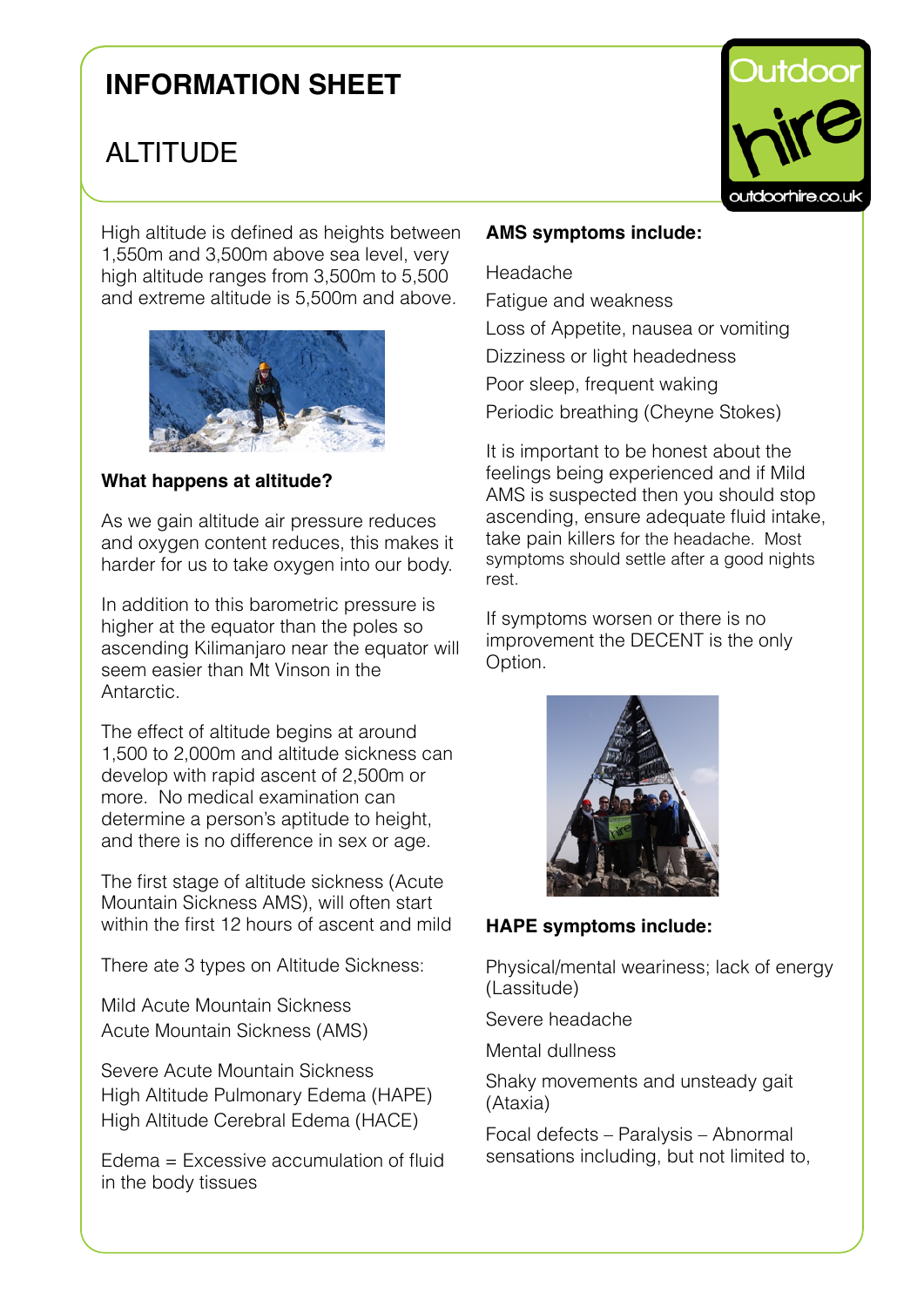# INFORMATION SHEET

## ALTITUDE

High altitude is defined as heights between 1,550m and 3,500m above sea level, very high altitude ranges from 3,500m to 5,500 and extreme altitude is 5,500m and above.

**What happens at altitude?**

As we gain altitude air pressure reduces and oxygen content reduces, this makes it harder for us to take oxygen into our body.

In addition to this barometric pressure is higher at the equator than the poles so ascending Kilimanjaro near the equator will seem easier than Mt Vinson in the Antarctic.

The effect of altitude begins at around 1,500 to 2,000m and altitude sickness can develop with rapid ascent of 2,500m or more. No medical examination can determine a person's aptitude to height, and there is no difference in sex or age.

The first stage of altitude sickness (Acute Mountain Sickness AMS), will often start within the first 12 hours of ascent and mild

There ate 3 types on Altitude Sickness:

Mild Acute Mountain Sickness
Acute Mountain Sickness (AMS)

Severe Acute Mountain Sickness
High Altitude Pulmonary Edema (HAPE)
High Altitude Cerebral Edema (HACE)

Edema = Excessive accumulation of fluid in the body tissues

**AMS symptoms include:**

Headache

Fatigue and weakness

Loss of Appetite, nausea or vomiting

Dizziness or light headedness

Poor sleep, frequent waking

Periodic breathing (Cheyne Stokes)

It is important to be honest about the feelings being experienced and if Mild AMS is suspected then you should stop ascending, ensure adequate fluid intake, take pain killers for the headache. Most symptoms should settle after a good nights rest.

If symptoms worsen or there is no improvement the DECENT is the only Option.

**HAPE symptoms include:**

Physical/mental weariness; lack of energy (Lassitude)

Severe headache

Mental dullness

Shaky movements and unsteady gait (Ataxia)

Focal defects – Paralysis – Abnormal sensations including, but not limited to,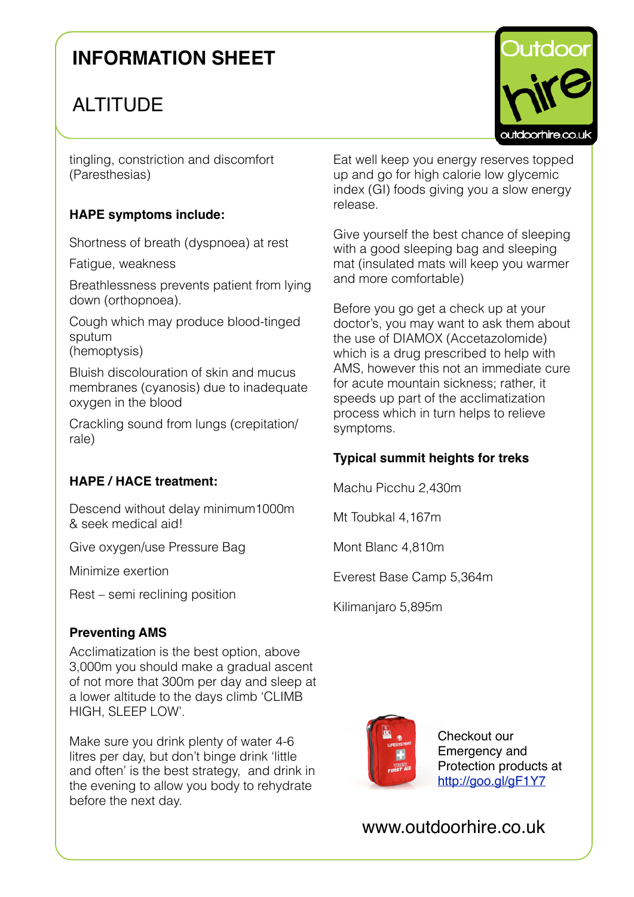# INFORMATION SHEET

## ALTITUDE

tingling, constriction and discomfort (Paresthesias)

**HAPE symptoms include:**

Shortness of breath (dyspnoea) at rest

Fatigue, weakness

Breathlessness prevents patient from lying down (orthopnoea).

Cough which may produce blood-tinged sputum (hemoptysis)

Bluish discolouration of skin and mucus membranes (cyanosis) due to inadequate oxygen in the blood

Crackling sound from lungs (crepitation/ rale)

**HAPE / HACE treatment:**

Descend without delay minimum1000m & seek medical aid!

Give oxygen/use Pressure Bag

Minimize exertion

Rest – semi reclining position

**Preventing AMS**

Acclimatization is the best option, above 3,000m you should make a gradual ascent of not more that 300m per day and sleep at a lower altitude to the days climb 'CLIMB HIGH, SLEEP LOW'.

Make sure you drink plenty of water 4-6 litres per day, but don't binge drink 'little and often' is the best strategy, and drink in the evening to allow you body to rehydrate before the next day.

Eat well keep you energy reserves topped up and go for high calorie low glycemic index (GI) foods giving you a slow energy release.

Give yourself the best chance of sleeping with a good sleeping bag and sleeping mat (insulated mats will keep you warmer and more comfortable)

Before you go get a check up at your doctor's, you may want to ask them about the use of DIAMOX (Accetazolomide) which is a drug prescribed to help with AMS, however this not an immediate cure for acute mountain sickness; rather, it speeds up part of the acclimatization process which in turn helps to relieve symptoms.

**Typical summit heights for treks**

Machu Picchu 2,430m

Mt Toubkal 4,167m

Mont Blanc 4,810m

Everest Base Camp 5,364m

Kilimanjaro 5,895m

Checkout our Emergency and Protection products at [http://goo.gl/gF1Y7](http://goo.gl/gF1Y7)

www.outdoorhire.co.uk